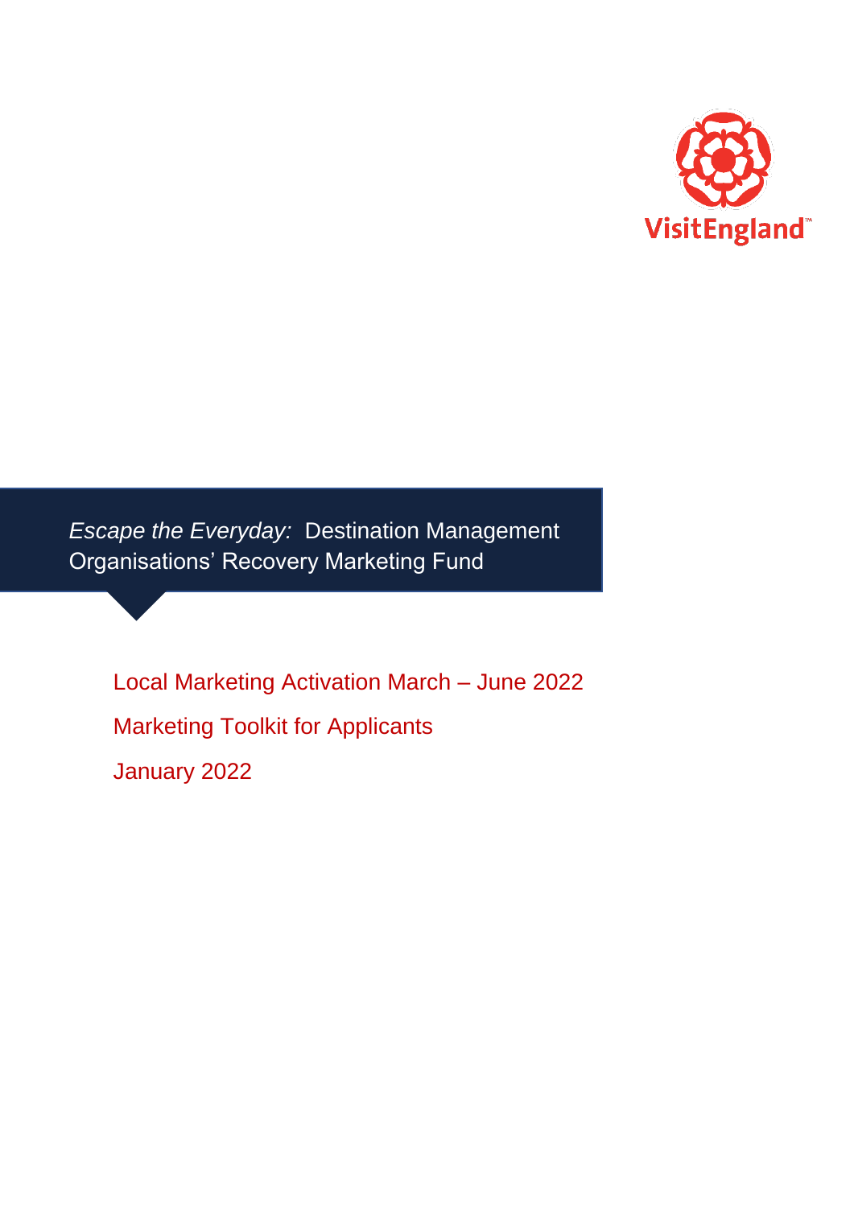VisitEngland

# *Escape the Everyday:* Destination Management Organisations' Recovery Marketing Fund

## Local Marketing Activation March – June 2022

## Marketing Toolkit for Applicants

January 2022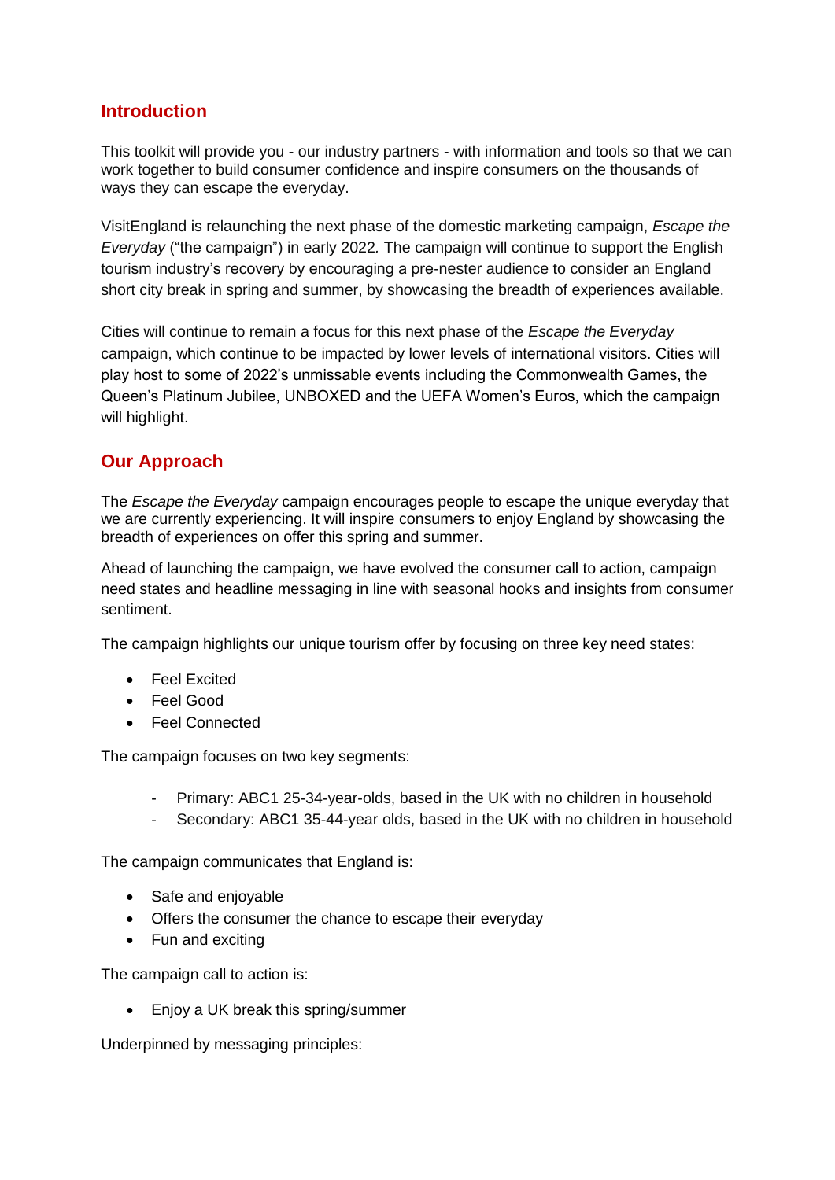## Introduction

This toolkit will provide you - our industry partners - with information and tools so that we can work together to build consumer confidence and inspire consumers on the thousands of ways they can escape the everyday.

VisitEngland is relaunching the next phase of the domestic marketing campaign, *Escape the Everyday* ("the campaign") in early 2022. The campaign will continue to support the English tourism industry's recovery by encouraging a pre-nester audience to consider an England short city break in spring and summer, by showcasing the breadth of experiences available.

Cities will continue to remain a focus for this next phase of the *Escape the Everyday* campaign, which continue to be impacted by lower levels of international visitors. Cities will play host to some of 2022's unmissable events including the Commonwealth Games, the Queen's Platinum Jubilee, UNBOXED and the UEFA Women's Euros, which the campaign will highlight.

## Our Approach

The *Escape the Everyday* campaign encourages people to escape the unique everyday that we are currently experiencing. It will inspire consumers to enjoy England by showcasing the breadth of experiences on offer this spring and summer.

Ahead of launching the campaign, we have evolved the consumer call to action, campaign need states and headline messaging in line with seasonal hooks and insights from consumer sentiment.

The campaign highlights our unique tourism offer by focusing on three key need states:

- Feel Excited
- Feel Good
- Feel Connected

The campaign focuses on two key segments:

- Primary: ABC1 25-34-year-olds, based in the UK with no children in household
- Secondary: ABC1 35-44-year olds, based in the UK with no children in household

The campaign communicates that England is:

- Safe and enjoyable
- Offers the consumer the chance to escape their everyday
- Fun and exciting

The campaign call to action is:

- Enjoy a UK break this spring/summer

Underpinned by messaging principles: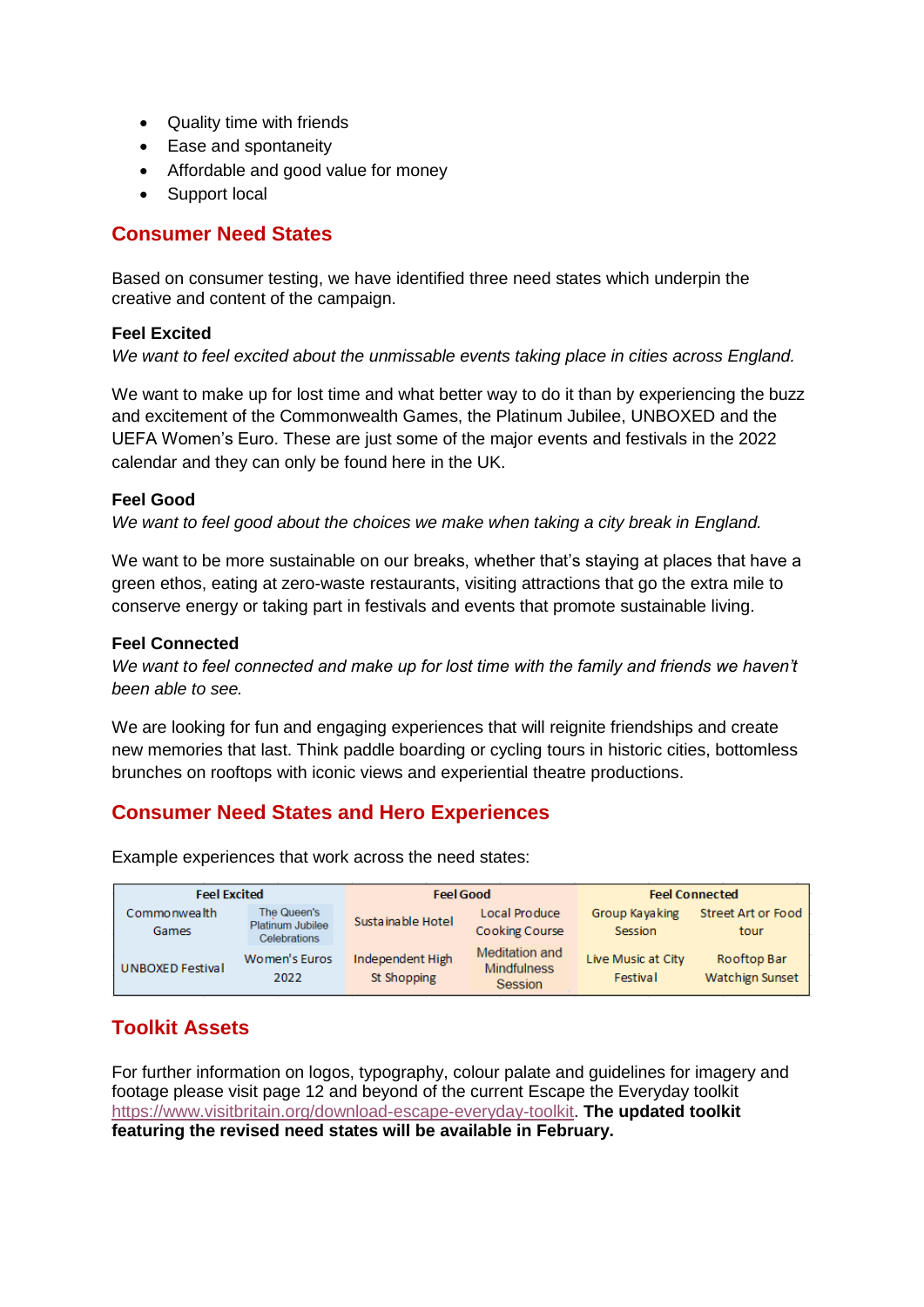- Quality time with friends
- Ease and spontaneity
- Affordable and good value for money
- Support local

## Consumer Need States

Based on consumer testing, we have identified three need states which underpin the creative and content of the campaign.

**Feel Excited**
*We want to feel excited about the unmissable events taking place in cities across England.*

We want to make up for lost time and what better way to do it than by experiencing the buzz and excitement of the Commonwealth Games, the Platinum Jubilee, UNBOXED and the UEFA Women's Euro. These are just some of the major events and festivals in the 2022 calendar and they can only be found here in the UK.

**Feel Good**
*We want to feel good about the choices we make when taking a city break in England.*

We want to be more sustainable on our breaks, whether that's staying at places that have a green ethos, eating at zero-waste restaurants, visiting attractions that go the extra mile to conserve energy or taking part in festivals and events that promote sustainable living.

**Feel Connected**
*We want to feel connected and make up for lost time with the family and friends we haven't been able to see.*

We are looking for fun and engaging experiences that will reignite friendships and create new memories that last. Think paddle boarding or cycling tours in historic cities, bottomless brunches on rooftops with iconic views and experiential theatre productions.

## Consumer Need States and Hero Experiences

Example experiences that work across the need states:

| Feel Excited | | Feel Good | | Feel Connected | |
|---|---|---|---|---|---|
| Commonwealth Games | The Queen's Platinum Jubilee Celebrations | Sustainable Hotel | Local Produce Cooking Course | Group Kayaking Session | Street Art or Food tour |
| UNBOXED Festival | Women's Euros 2022 | Independent High St Shopping | Meditation and Mindfulness Session | Live Music at City Festival | Rooftop Bar Watchign Sunset |

## Toolkit Assets

For further information on logos, typography, colour palate and guidelines for imagery and footage please visit page 12 and beyond of the current Escape the Everyday toolkit https://www.visitbritain.org/download-escape-everyday-toolkit. **The updated toolkit featuring the revised need states will be available in February.**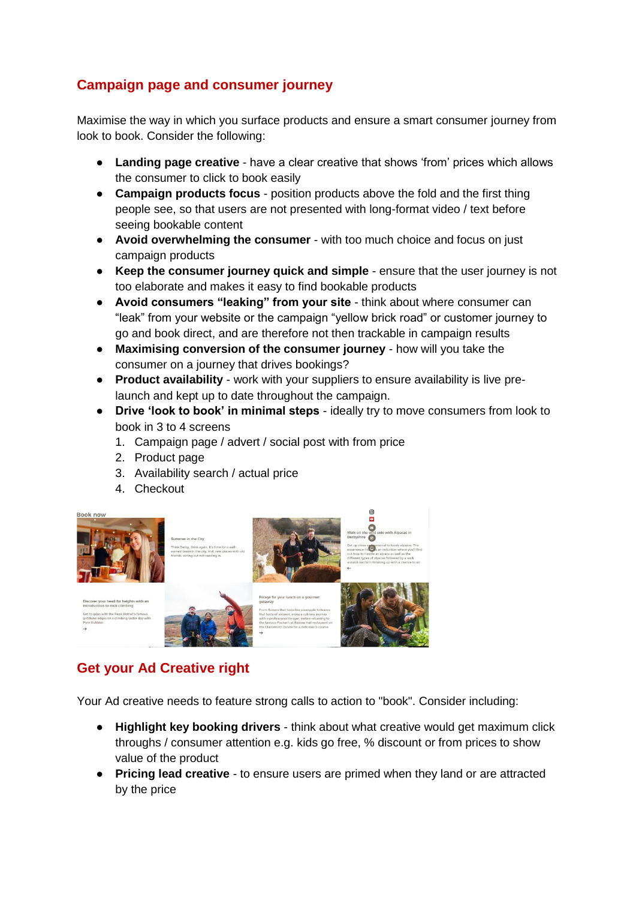## Campaign page and consumer journey

Maximise the way in which you surface products and ensure a smart consumer journey from look to book. Consider the following:

- **Landing page creative** - have a clear creative that shows 'from' prices which allows the consumer to click to book easily
- **Campaign products focus** - position products above the fold and the first thing people see, so that users are not presented with long-format video / text before seeing bookable content
- **Avoid overwhelming the consumer** - with too much choice and focus on just campaign products
- **Keep the consumer journey quick and simple** - ensure that the user journey is not too elaborate and makes it easy to find bookable products
- **Avoid consumers "leaking" from your site** - think about where consumer can "leak" from your website or the campaign "yellow brick road" or customer journey to go and book direct, and are therefore not then trackable in campaign results
- **Maximising conversion of the consumer journey** - how will you take the consumer on a journey that drives bookings?
- **Product availability** - work with your suppliers to ensure availability is live pre-launch and kept up to date throughout the campaign.
- **Drive 'look to book' in minimal steps** - ideally try to move consumers from look to book in 3 to 4 screens
  1. Campaign page / advert / social post with from price
  2. Product page
  3. Availability search / actual price
  4. Checkout

## Get your Ad Creative right

Your Ad creative needs to feature strong calls to action to "book". Consider including:

- **Highlight key booking drivers** - think about what creative would get maximum click throughs / consumer attention e.g. kids go free, % discount or from prices to show value of the product
- **Pricing lead creative** - to ensure users are primed when they land or are attracted by the price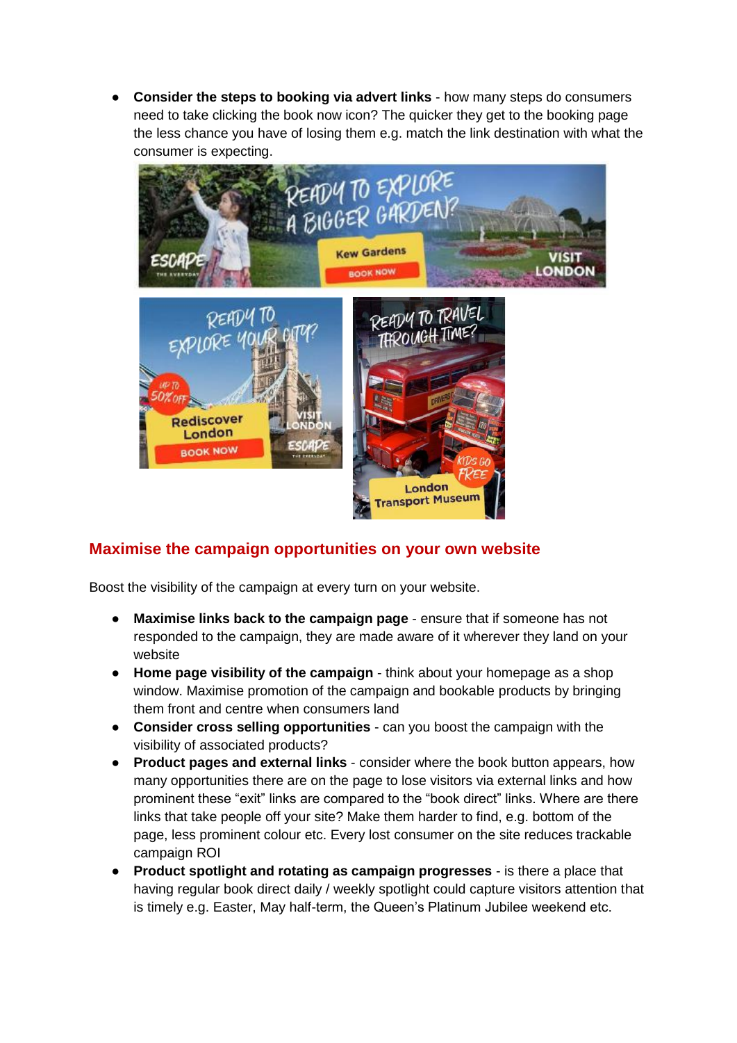- **Consider the steps to booking via advert links** - how many steps do consumers need to take clicking the book now icon? The quicker they get to the booking page the less chance you have of losing them e.g. match the link destination with what the consumer is expecting.

## Maximise the campaign opportunities on your own website

Boost the visibility of the campaign at every turn on your website.

- **Maximise links back to the campaign page** - ensure that if someone has not responded to the campaign, they are made aware of it wherever they land on your website
- **Home page visibility of the campaign** - think about your homepage as a shop window. Maximise promotion of the campaign and bookable products by bringing them front and centre when consumers land
- **Consider cross selling opportunities** - can you boost the campaign with the visibility of associated products?
- **Product pages and external links** - consider where the book button appears, how many opportunities there are on the page to lose visitors via external links and how prominent these "exit" links are compared to the "book direct" links. Where are there links that take people off your site? Make them harder to find, e.g. bottom of the page, less prominent colour etc. Every lost consumer on the site reduces trackable campaign ROI
- **Product spotlight and rotating as campaign progresses** - is there a place that having regular book direct daily / weekly spotlight could capture visitors attention that is timely e.g. Easter, May half-term, the Queen's Platinum Jubilee weekend etc.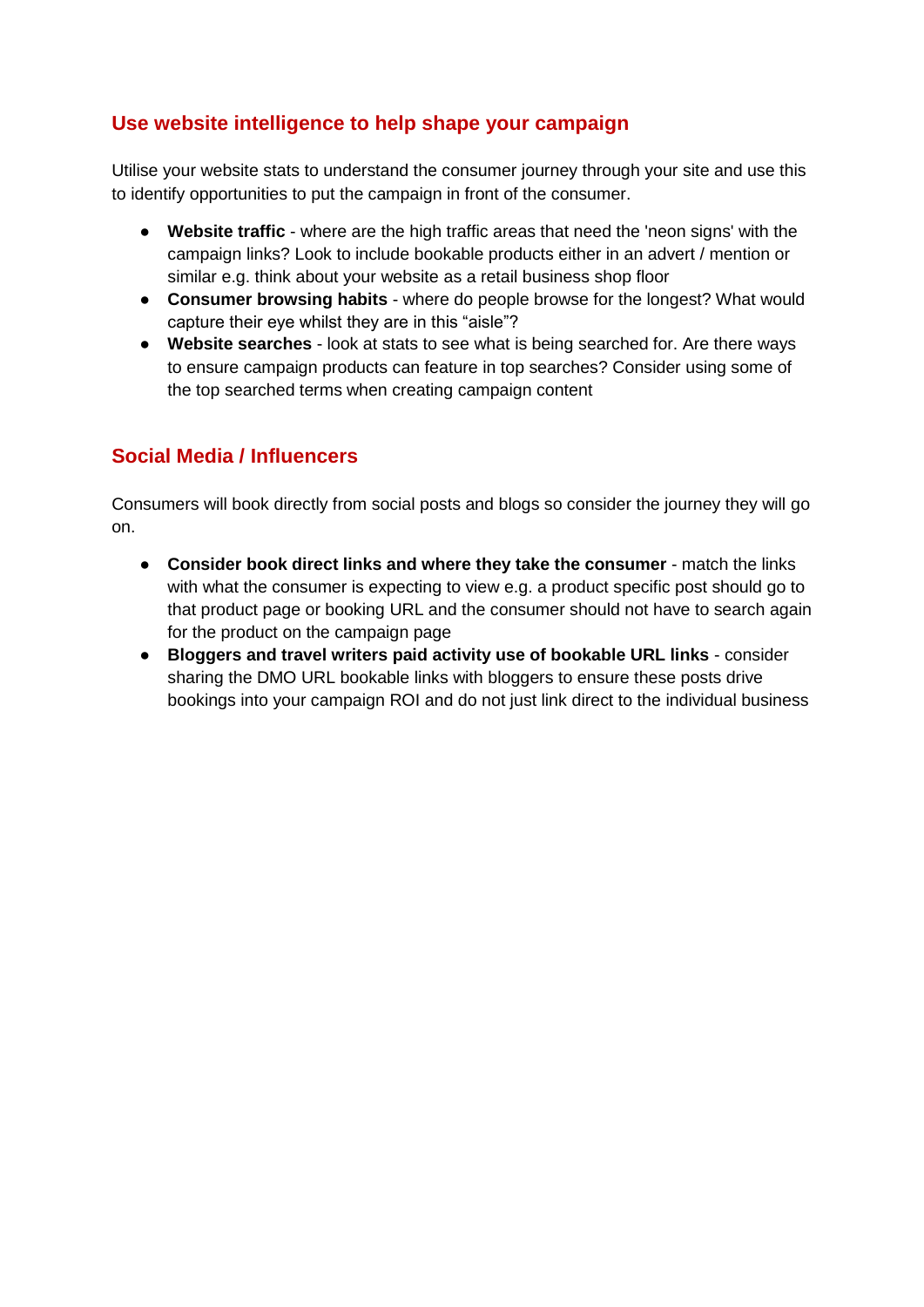## Use website intelligence to help shape your campaign

Utilise your website stats to understand the consumer journey through your site and use this to identify opportunities to put the campaign in front of the consumer.

- **Website traffic** - where are the high traffic areas that need the 'neon signs' with the campaign links? Look to include bookable products either in an advert / mention or similar e.g. think about your website as a retail business shop floor
- **Consumer browsing habits** - where do people browse for the longest? What would capture their eye whilst they are in this "aisle"?
- **Website searches** - look at stats to see what is being searched for. Are there ways to ensure campaign products can feature in top searches? Consider using some of the top searched terms when creating campaign content

## Social Media / Influencers

Consumers will book directly from social posts and blogs so consider the journey they will go on.

- **Consider book direct links and where they take the consumer** - match the links with what the consumer is expecting to view e.g. a product specific post should go to that product page or booking URL and the consumer should not have to search again for the product on the campaign page
- **Bloggers and travel writers paid activity use of bookable URL links** - consider sharing the DMO URL bookable links with bloggers to ensure these posts drive bookings into your campaign ROI and do not just link direct to the individual business